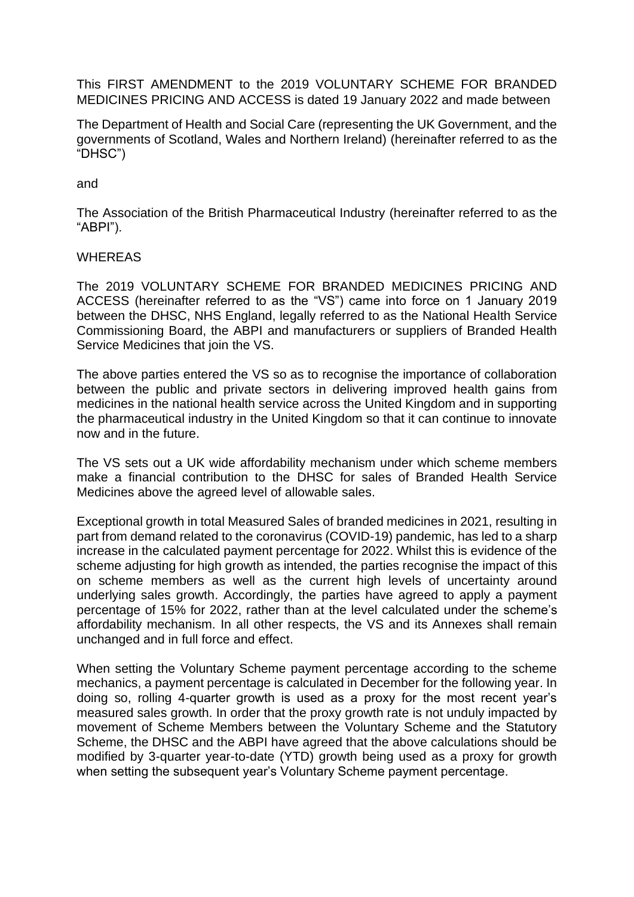This FIRST AMENDMENT to the 2019 VOLUNTARY SCHEME FOR BRANDED MEDICINES PRICING AND ACCESS is dated 19 January 2022 and made between

The Department of Health and Social Care (representing the UK Government, and the governments of Scotland, Wales and Northern Ireland) (hereinafter referred to as the "DHSC")

and

The Association of the British Pharmaceutical Industry (hereinafter referred to as the "ABPI").

WHEREAS

The 2019 VOLUNTARY SCHEME FOR BRANDED MEDICINES PRICING AND ACCESS (hereinafter referred to as the "VS") came into force on 1 January 2019 between the DHSC, NHS England, legally referred to as the National Health Service Commissioning Board, the ABPI and manufacturers or suppliers of Branded Health Service Medicines that join the VS.

The above parties entered the VS so as to recognise the importance of collaboration between the public and private sectors in delivering improved health gains from medicines in the national health service across the United Kingdom and in supporting the pharmaceutical industry in the United Kingdom so that it can continue to innovate now and in the future.

The VS sets out a UK wide affordability mechanism under which scheme members make a financial contribution to the DHSC for sales of Branded Health Service Medicines above the agreed level of allowable sales.

Exceptional growth in total Measured Sales of branded medicines in 2021, resulting in part from demand related to the coronavirus (COVID-19) pandemic, has led to a sharp increase in the calculated payment percentage for 2022. Whilst this is evidence of the scheme adjusting for high growth as intended, the parties recognise the impact of this on scheme members as well as the current high levels of uncertainty around underlying sales growth. Accordingly, the parties have agreed to apply a payment percentage of 15% for 2022, rather than at the level calculated under the scheme's affordability mechanism. In all other respects, the VS and its Annexes shall remain unchanged and in full force and effect.

When setting the Voluntary Scheme payment percentage according to the scheme mechanics, a payment percentage is calculated in December for the following year. In doing so, rolling 4-quarter growth is used as a proxy for the most recent year's measured sales growth. In order that the proxy growth rate is not unduly impacted by movement of Scheme Members between the Voluntary Scheme and the Statutory Scheme, the DHSC and the ABPI have agreed that the above calculations should be modified by 3-quarter year-to-date (YTD) growth being used as a proxy for growth when setting the subsequent year's Voluntary Scheme payment percentage.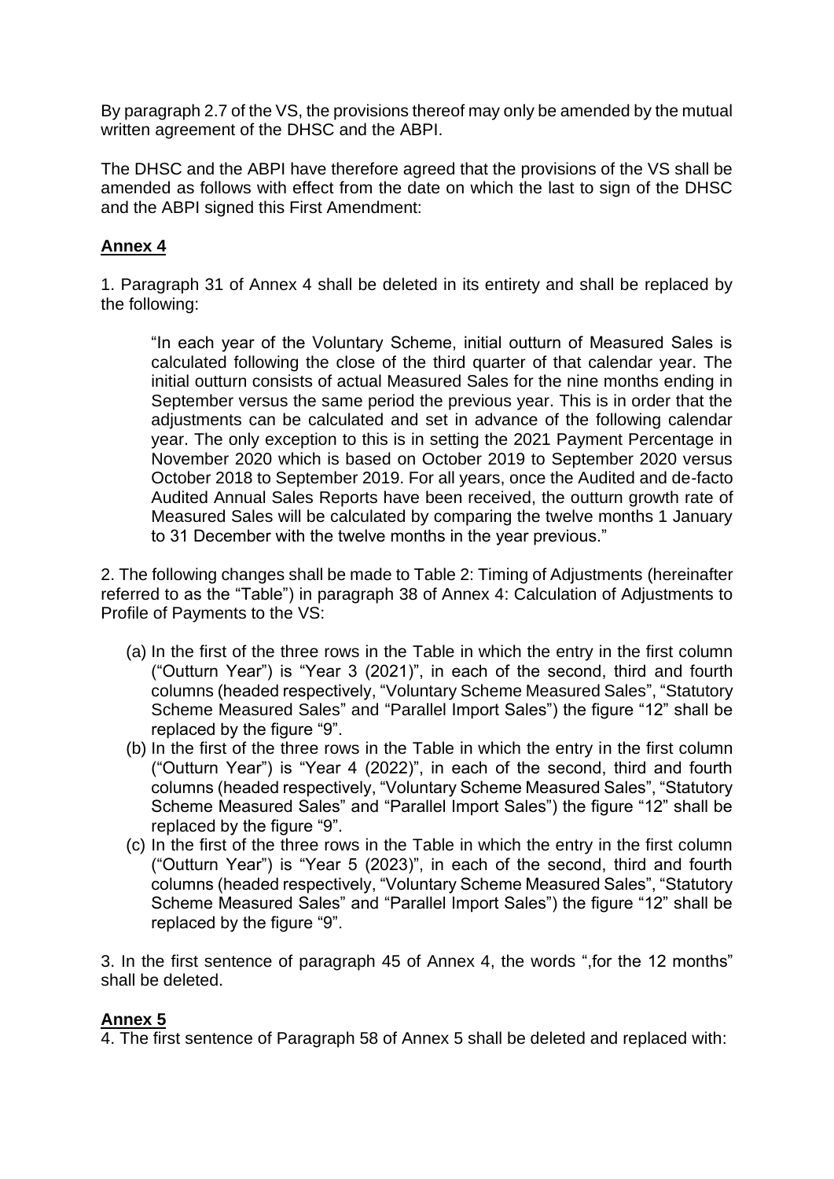By paragraph 2.7 of the VS, the provisions thereof may only be amended by the mutual written agreement of the DHSC and the ABPI.

The DHSC and the ABPI have therefore agreed that the provisions of the VS shall be amended as follows with effect from the date on which the last to sign of the DHSC and the ABPI signed this First Amendment:

## **Annex 4**

1. Paragraph 31 of Annex 4 shall be deleted in its entirety and shall be replaced by the following:

> "In each year of the Voluntary Scheme, initial outturn of Measured Sales is calculated following the close of the third quarter of that calendar year. The initial outturn consists of actual Measured Sales for the nine months ending in September versus the same period the previous year. This is in order that the adjustments can be calculated and set in advance of the following calendar year. The only exception to this is in setting the 2021 Payment Percentage in November 2020 which is based on October 2019 to September 2020 versus October 2018 to September 2019. For all years, once the Audited and de-facto Audited Annual Sales Reports have been received, the outturn growth rate of Measured Sales will be calculated by comparing the twelve months 1 January to 31 December with the twelve months in the year previous."

2. The following changes shall be made to Table 2: Timing of Adjustments (hereinafter referred to as the "Table") in paragraph 38 of Annex 4: Calculation of Adjustments to Profile of Payments to the VS:

   (a) In the first of the three rows in the Table in which the entry in the first column ("Outturn Year") is "Year 3 (2021)", in each of the second, third and fourth columns (headed respectively, "Voluntary Scheme Measured Sales", "Statutory Scheme Measured Sales" and "Parallel Import Sales") the figure "12" shall be replaced by the figure "9".

   (b) In the first of the three rows in the Table in which the entry in the first column ("Outturn Year") is "Year 4 (2022)", in each of the second, third and fourth columns (headed respectively, "Voluntary Scheme Measured Sales", "Statutory Scheme Measured Sales" and "Parallel Import Sales") the figure "12" shall be replaced by the figure "9".

   (c) In the first of the three rows in the Table in which the entry in the first column ("Outturn Year") is "Year 5 (2023)", in each of the second, third and fourth columns (headed respectively, "Voluntary Scheme Measured Sales", "Statutory Scheme Measured Sales" and "Parallel Import Sales") the figure "12" shall be replaced by the figure "9".

3. In the first sentence of paragraph 45 of Annex 4, the words ",for the 12 months" shall be deleted.

## **Annex 5**

4. The first sentence of Paragraph 58 of Annex 5 shall be deleted and replaced with: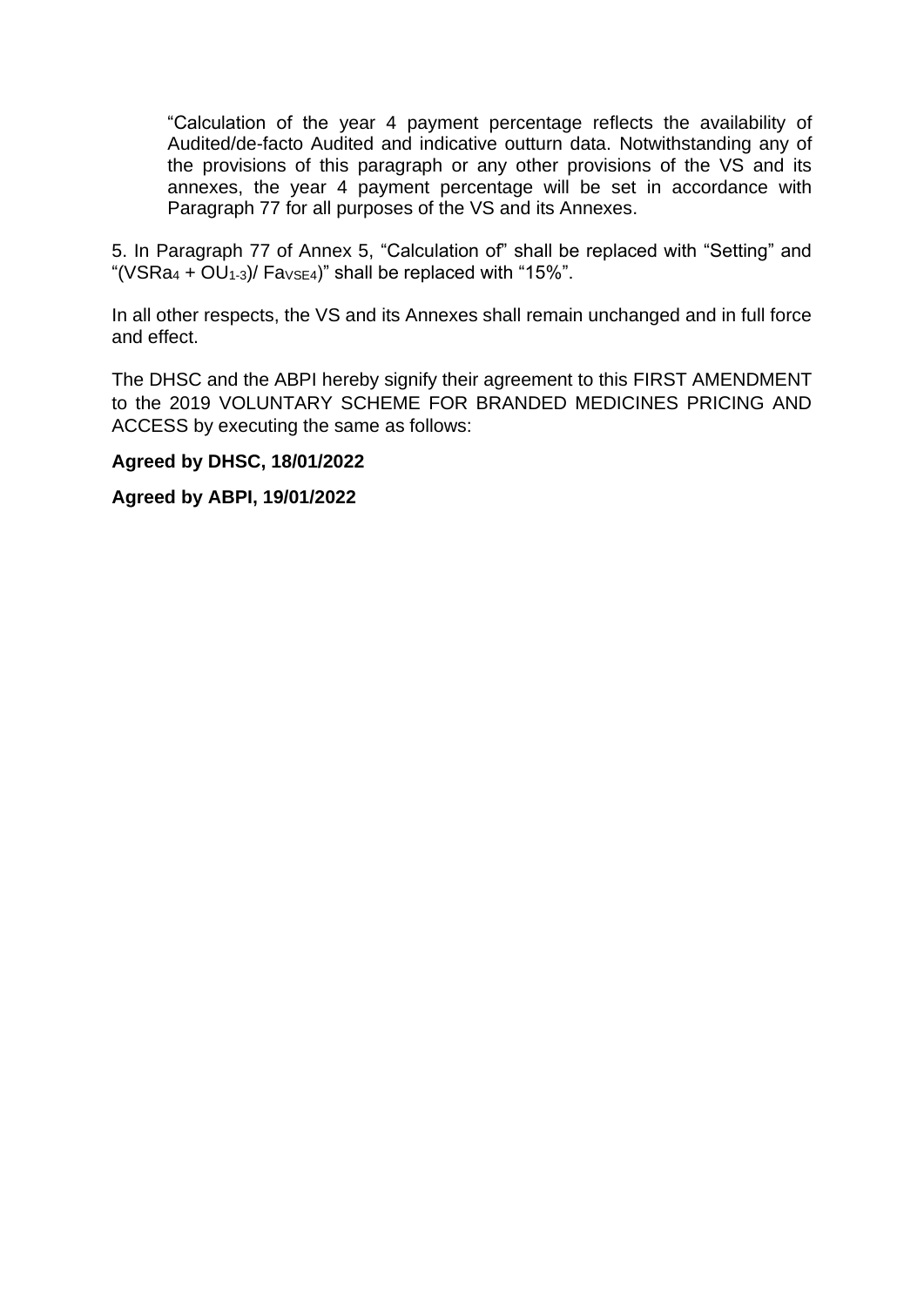> "Calculation of the year 4 payment percentage reflects the availability of Audited/de-facto Audited and indicative outturn data. Notwithstanding any of the provisions of this paragraph or any other provisions of the VS and its annexes, the year 4 payment percentage will be set in accordance with Paragraph 77 for all purposes of the VS and its Annexes.

5. In Paragraph 77 of Annex 5, "Calculation of" shall be replaced with "Setting" and "($VSRa_4 + OU_{1\text{-}3}$)/ $Fa_{VSE4}$)" shall be replaced with "15%".

In all other respects, the VS and its Annexes shall remain unchanged and in full force and effect.

The DHSC and the ABPI hereby signify their agreement to this FIRST AMENDMENT to the 2019 VOLUNTARY SCHEME FOR BRANDED MEDICINES PRICING AND ACCESS by executing the same as follows:

**Agreed by DHSC, 18/01/2022**

**Agreed by ABPI, 19/01/2022**